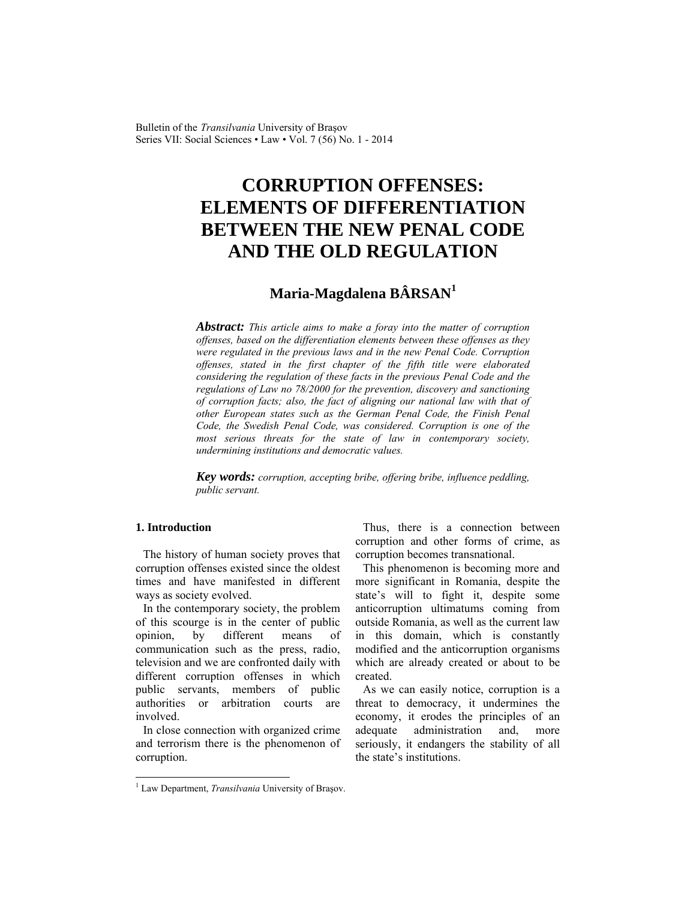# CORRUPTION OFFENSES: ELEMENTS OF DIFFERENTIATION BETWEEN THE NEW PENAL CODE AND THE OLD REGULATION

## Maria-Magdalena BÂRSAN[1]

***Abstract:*** *This article aims to make a foray into the matter of corruption offenses, based on the differentiation elements between these offenses as they were regulated in the previous laws and in the new Penal Code. Corruption offenses, stated in the first chapter of the fifth title were elaborated considering the regulation of these facts in the previous Penal Code and the regulations of Law no 78/2000 for the prevention, discovery and sanctioning of corruption facts; also, the fact of aligning our national law with that of other European states such as the German Penal Code, the Finish Penal Code, the Swedish Penal Code, was considered. Corruption is one of the most serious threats for the state of law in contemporary society, undermining institutions and democratic values.*

***Key words:*** *corruption, accepting bribe, offering bribe, influence peddling, public servant.*

### 1. Introduction

The history of human society proves that corruption offenses existed since the oldest times and have manifested in different ways as society evolved.

In the contemporary society, the problem of this scourge is in the center of public opinion, by different means of communication such as the press, radio, television and we are confronted daily with different corruption offenses in which public servants, members of public authorities or arbitration courts are involved.

In close connection with organized crime and terrorism there is the phenomenon of corruption.

Thus, there is a connection between corruption and other forms of crime, as corruption becomes transnational.

This phenomenon is becoming more and more significant in Romania, despite the state's will to fight it, despite some anticorruption ultimatums coming from outside Romania, as well as the current law in this domain, which is constantly modified and the anticorruption organisms which are already created or about to be created.

As we can easily notice, corruption is a threat to democracy, it undermines the economy, it erodes the principles of an adequate administration and, more seriously, it endangers the stability of all the state's institutions.

---

[1] Law Department, *Transilvania* University of Braşov.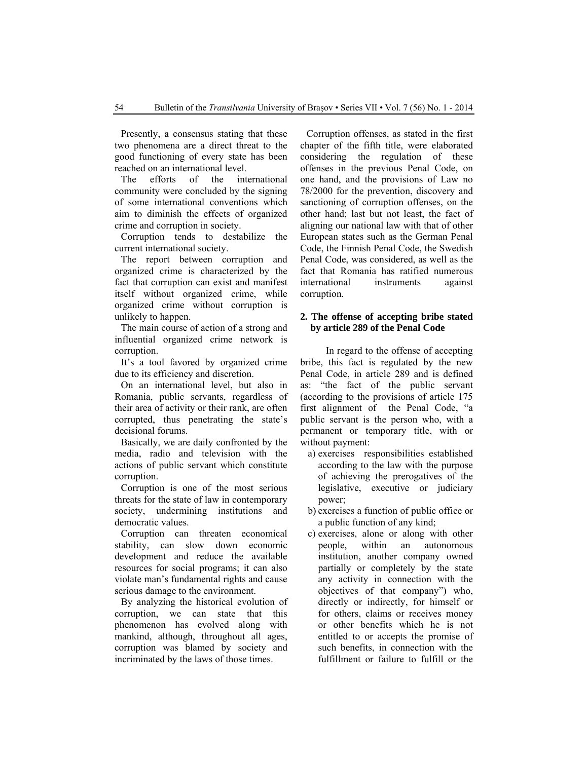Presently, a consensus stating that these two phenomena are a direct threat to the good functioning of every state has been reached on an international level.

The efforts of the international community were concluded by the signing of some international conventions which aim to diminish the effects of organized crime and corruption in society.

Corruption tends to destabilize the current international society.

The report between corruption and organized crime is characterized by the fact that corruption can exist and manifest itself without organized crime, while organized crime without corruption is unlikely to happen.

The main course of action of a strong and influential organized crime network is corruption.

It's a tool favored by organized crime due to its efficiency and discretion.

On an international level, but also in Romania, public servants, regardless of their area of activity or their rank, are often corrupted, thus penetrating the state's decisional forums.

Basically, we are daily confronted by the media, radio and television with the actions of public servant which constitute corruption.

Corruption is one of the most serious threats for the state of law in contemporary society, undermining institutions and democratic values.

Corruption can threaten economical stability, can slow down economic development and reduce the available resources for social programs; it can also violate man's fundamental rights and cause serious damage to the environment.

By analyzing the historical evolution of corruption, we can state that this phenomenon has evolved along with mankind, although, throughout all ages, corruption was blamed by society and incriminated by the laws of those times.

Corruption offenses, as stated in the first chapter of the fifth title, were elaborated considering the regulation of these offenses in the previous Penal Code, on one hand, and the provisions of Law no 78/2000 for the prevention, discovery and sanctioning of corruption offenses, on the other hand; last but not least, the fact of aligning our national law with that of other European states such as the German Penal Code, the Finnish Penal Code, the Swedish Penal Code, was considered, as well as the fact that Romania has ratified numerous international instruments against corruption.

## 2. The offense of accepting bribe stated by article 289 of the Penal Code

In regard to the offense of accepting bribe, this fact is regulated by the new Penal Code, in article 289 and is defined as: "the fact of the public servant (according to the provisions of article 175 first alignment of the Penal Code, "a public servant is the person who, with a permanent or temporary title, with or without payment:

a) exercises responsibilities established according to the law with the purpose of achieving the prerogatives of the legislative, executive or judiciary power;
b) exercises a function of public office or a public function of any kind;
c) exercises, alone or along with other people, within an autonomous institution, another company owned partially or completely by the state any activity in connection with the objectives of that company") who, directly or indirectly, for himself or for others, claims or receives money or other benefits which he is not entitled to or accepts the promise of such benefits, in connection with the fulfillment or failure to fulfill or the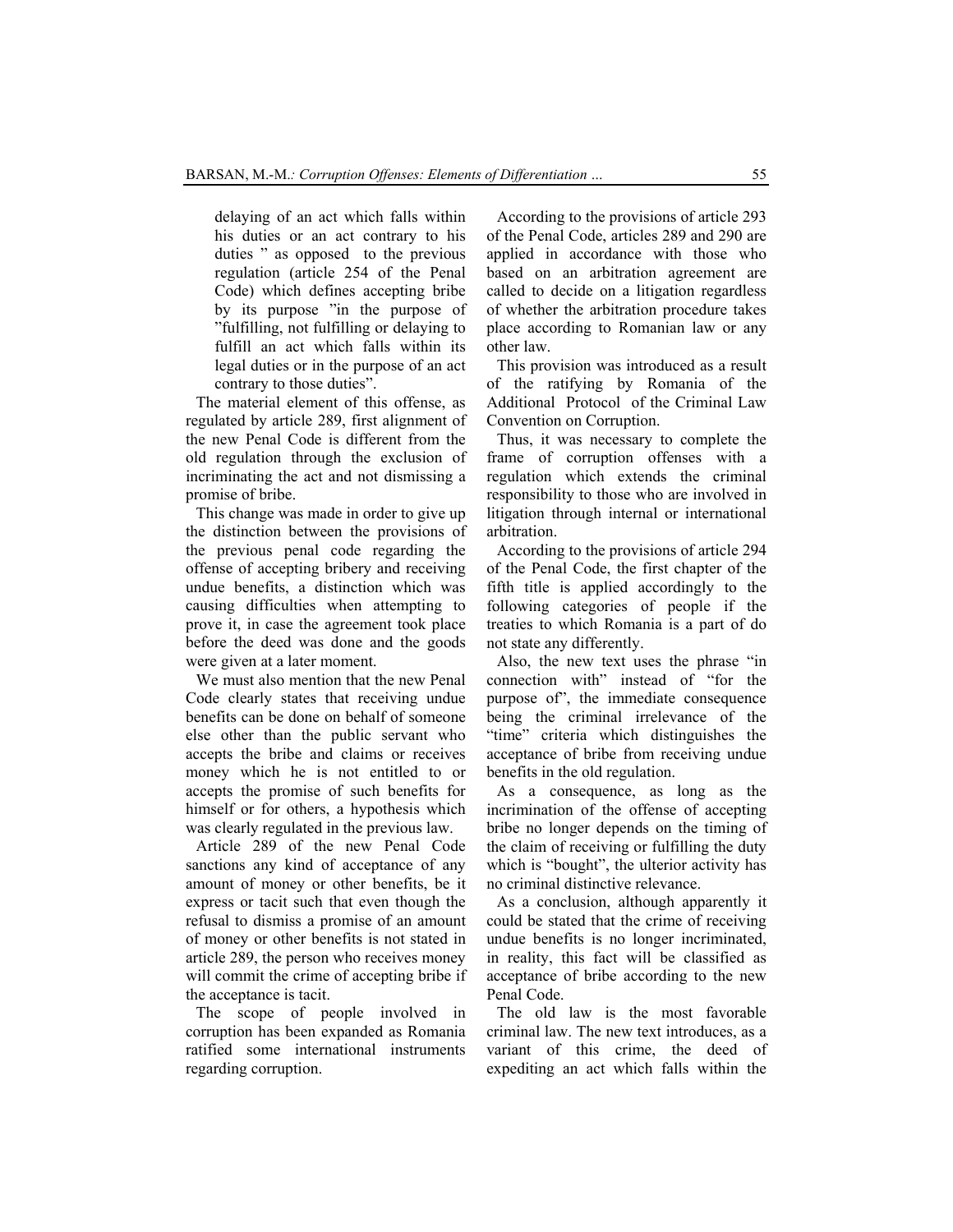delaying of an act which falls within his duties or an act contrary to his duties " as opposed to the previous regulation (article 254 of the Penal Code) which defines accepting bribe by its purpose "in the purpose of "fulfilling, not fulfilling or delaying to fulfill an act which falls within its legal duties or in the purpose of an act contrary to those duties".

The material element of this offense, as regulated by article 289, first alignment of the new Penal Code is different from the old regulation through the exclusion of incriminating the act and not dismissing a promise of bribe.

This change was made in order to give up the distinction between the provisions of the previous penal code regarding the offense of accepting bribery and receiving undue benefits, a distinction which was causing difficulties when attempting to prove it, in case the agreement took place before the deed was done and the goods were given at a later moment.

We must also mention that the new Penal Code clearly states that receiving undue benefits can be done on behalf of someone else other than the public servant who accepts the bribe and claims or receives money which he is not entitled to or accepts the promise of such benefits for himself or for others, a hypothesis which was clearly regulated in the previous law.

Article 289 of the new Penal Code sanctions any kind of acceptance of any amount of money or other benefits, be it express or tacit such that even though the refusal to dismiss a promise of an amount of money or other benefits is not stated in article 289, the person who receives money will commit the crime of accepting bribe if the acceptance is tacit.

The scope of people involved in corruption has been expanded as Romania ratified some international instruments regarding corruption.

According to the provisions of article 293 of the Penal Code, articles 289 and 290 are applied in accordance with those who based on an arbitration agreement are called to decide on a litigation regardless of whether the arbitration procedure takes place according to Romanian law or any other law.

This provision was introduced as a result of the ratifying by Romania of the Additional Protocol of the Criminal Law Convention on Corruption.

Thus, it was necessary to complete the frame of corruption offenses with a regulation which extends the criminal responsibility to those who are involved in litigation through internal or international arbitration.

According to the provisions of article 294 of the Penal Code, the first chapter of the fifth title is applied accordingly to the following categories of people if the treaties to which Romania is a part of do not state any differently.

Also, the new text uses the phrase "in connection with" instead of "for the purpose of", the immediate consequence being the criminal irrelevance of the "time" criteria which distinguishes the acceptance of bribe from receiving undue benefits in the old regulation.

As a consequence, as long as the incrimination of the offense of accepting bribe no longer depends on the timing of the claim of receiving or fulfilling the duty which is "bought", the ulterior activity has no criminal distinctive relevance.

As a conclusion, although apparently it could be stated that the crime of receiving undue benefits is no longer incriminated, in reality, this fact will be classified as acceptance of bribe according to the new Penal Code.

The old law is the most favorable criminal law. The new text introduces, as a variant of this crime, the deed of expediting an act which falls within the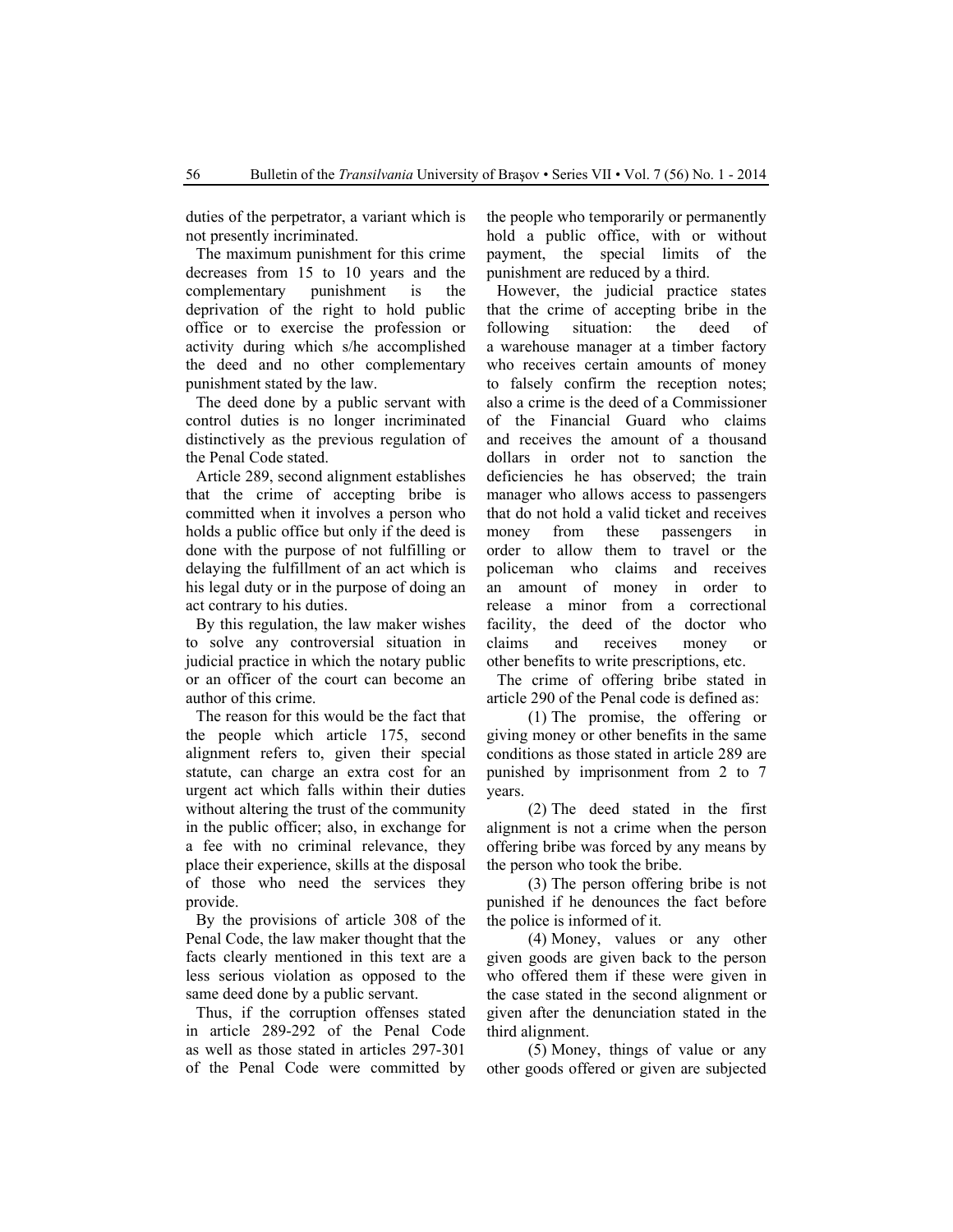duties of the perpetrator, a variant which is not presently incriminated.

The maximum punishment for this crime decreases from 15 to 10 years and the complementary punishment is the deprivation of the right to hold public office or to exercise the profession or activity during which s/he accomplished the deed and no other complementary punishment stated by the law.

The deed done by a public servant with control duties is no longer incriminated distinctively as the previous regulation of the Penal Code stated.

Article 289, second alignment establishes that the crime of accepting bribe is committed when it involves a person who holds a public office but only if the deed is done with the purpose of not fulfilling or delaying the fulfillment of an act which is his legal duty or in the purpose of doing an act contrary to his duties.

By this regulation, the law maker wishes to solve any controversial situation in judicial practice in which the notary public or an officer of the court can become an author of this crime.

The reason for this would be the fact that the people which article 175, second alignment refers to, given their special statute, can charge an extra cost for an urgent act which falls within their duties without altering the trust of the community in the public officer; also, in exchange for a fee with no criminal relevance, they place their experience, skills at the disposal of those who need the services they provide.

By the provisions of article 308 of the Penal Code, the law maker thought that the facts clearly mentioned in this text are a less serious violation as opposed to the same deed done by a public servant.

Thus, if the corruption offenses stated in article 289-292 of the Penal Code as well as those stated in articles 297-301 of the Penal Code were committed by the people who temporarily or permanently hold a public office, with or without payment, the special limits of the punishment are reduced by a third.

However, the judicial practice states that the crime of accepting bribe in the following situation: the deed of a warehouse manager at a timber factory who receives certain amounts of money to falsely confirm the reception notes; also a crime is the deed of a Commissioner of the Financial Guard who claims and receives the amount of a thousand dollars in order not to sanction the deficiencies he has observed; the train manager who allows access to passengers that do not hold a valid ticket and receives money from these passengers in order to allow them to travel or the policeman who claims and receives an amount of money in order to release a minor from a correctional facility, the deed of the doctor who claims and receives money or other benefits to write prescriptions, etc.

The crime of offering bribe stated in article 290 of the Penal code is defined as:

(1) The promise, the offering or giving money or other benefits in the same conditions as those stated in article 289 are punished by imprisonment from 2 to 7 years.

(2) The deed stated in the first alignment is not a crime when the person offering bribe was forced by any means by the person who took the bribe.

(3) The person offering bribe is not punished if he denounces the fact before the police is informed of it.

(4) Money, values or any other given goods are given back to the person who offered them if these were given in the case stated in the second alignment or given after the denunciation stated in the third alignment.

(5) Money, things of value or any other goods offered or given are subjected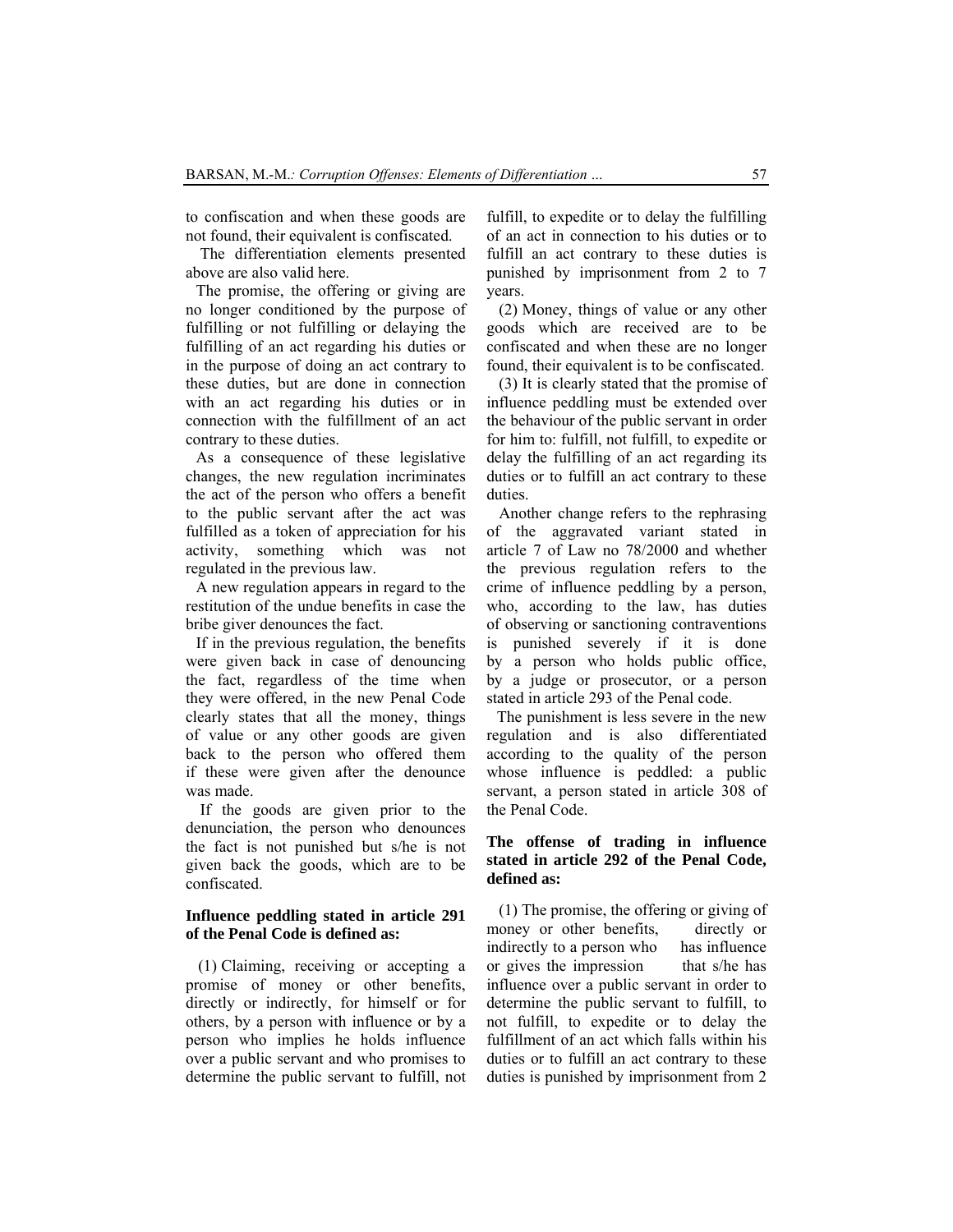to confiscation and when these goods are not found, their equivalent is confiscated.

The differentiation elements presented above are also valid here.

The promise, the offering or giving are no longer conditioned by the purpose of fulfilling or not fulfilling or delaying the fulfilling of an act regarding his duties or in the purpose of doing an act contrary to these duties, but are done in connection with an act regarding his duties or in connection with the fulfillment of an act contrary to these duties.

As a consequence of these legislative changes, the new regulation incriminates the act of the person who offers a benefit to the public servant after the act was fulfilled as a token of appreciation for his activity, something which was not regulated in the previous law.

A new regulation appears in regard to the restitution of the undue benefits in case the bribe giver denounces the fact.

If in the previous regulation, the benefits were given back in case of denouncing the fact, regardless of the time when they were offered, in the new Penal Code clearly states that all the money, things of value or any other goods are given back to the person who offered them if these were given after the denounce was made.

If the goods are given prior to the denunciation, the person who denounces the fact is not punished but s/he is not given back the goods, which are to be confiscated.

**Influence peddling stated in article 291 of the Penal Code is defined as:**

(1) Claiming, receiving or accepting a promise of money or other benefits, directly or indirectly, for himself or for others, by a person with influence or by a person who implies he holds influence over a public servant and who promises to determine the public servant to fulfill, not fulfill, to expedite or to delay the fulfilling of an act in connection to his duties or to fulfill an act contrary to these duties is punished by imprisonment from 2 to 7 years.

(2) Money, things of value or any other goods which are received are to be confiscated and when these are no longer found, their equivalent is to be confiscated.

(3) It is clearly stated that the promise of influence peddling must be extended over the behaviour of the public servant in order for him to: fulfill, not fulfill, to expedite or delay the fulfilling of an act regarding its duties or to fulfill an act contrary to these duties.

Another change refers to the rephrasing of the aggravated variant stated in article 7 of Law no 78/2000 and whether the previous regulation refers to the crime of influence peddling by a person, who, according to the law, has duties of observing or sanctioning contraventions is punished severely if it is done by a person who holds public office, by a judge or prosecutor, or a person stated in article 293 of the Penal code.

The punishment is less severe in the new regulation and is also differentiated according to the quality of the person whose influence is peddled: a public servant, a person stated in article 308 of the Penal Code.

**The offense of trading in influence stated in article 292 of the Penal Code, defined as:**

(1) The promise, the offering or giving of money or other benefits, directly or indirectly to a person who has influence or gives the impression that s/he has influence over a public servant in order to determine the public servant to fulfill, to not fulfill, to expedite or to delay the fulfillment of an act which falls within his duties or to fulfill an act contrary to these duties is punished by imprisonment from 2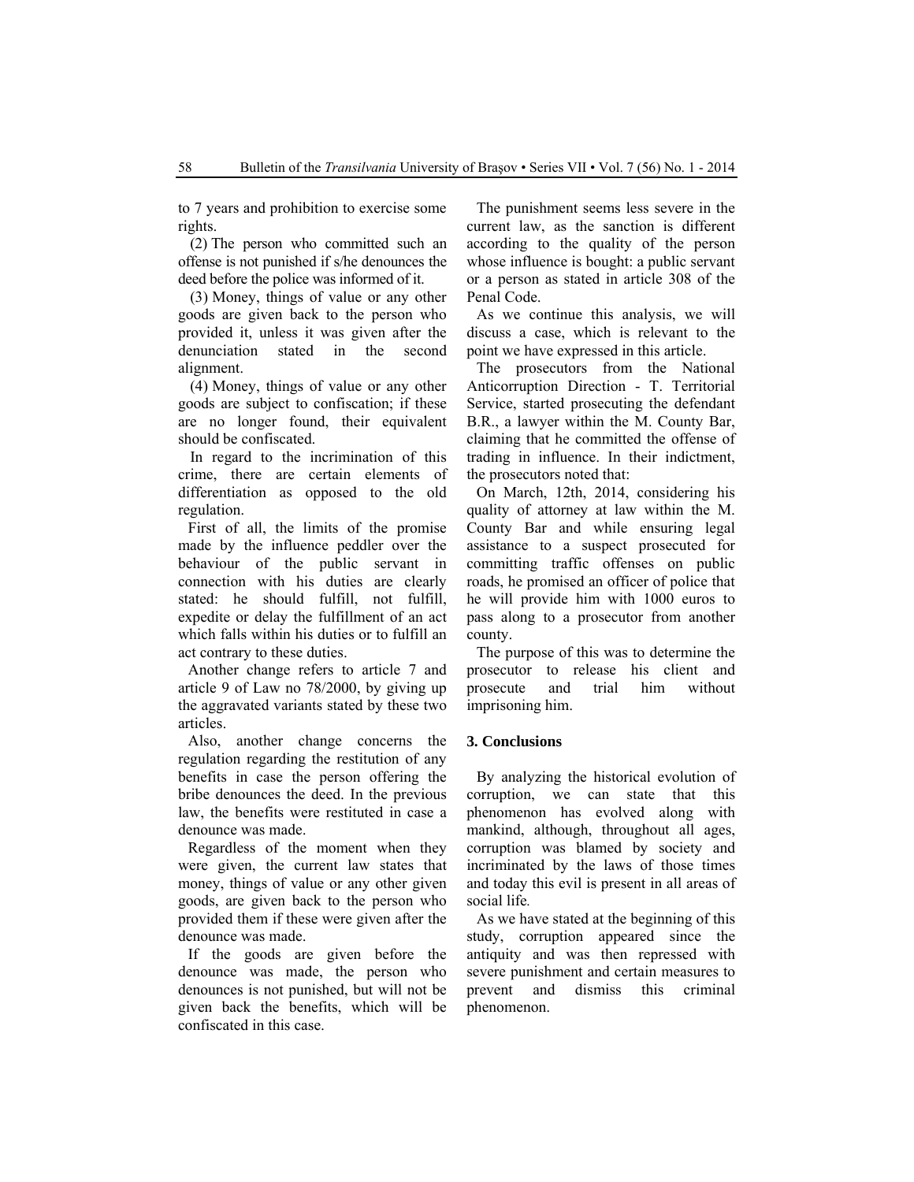to 7 years and prohibition to exercise some rights.

(2) The person who committed such an offense is not punished if s/he denounces the deed before the police was informed of it.

(3) Money, things of value or any other goods are given back to the person who provided it, unless it was given after the denunciation stated in the second alignment.

(4) Money, things of value or any other goods are subject to confiscation; if these are no longer found, their equivalent should be confiscated.

In regard to the incrimination of this crime, there are certain elements of differentiation as opposed to the old regulation.

First of all, the limits of the promise made by the influence peddler over the behaviour of the public servant in connection with his duties are clearly stated: he should fulfill, not fulfill, expedite or delay the fulfillment of an act which falls within his duties or to fulfill an act contrary to these duties.

Another change refers to article 7 and article 9 of Law no 78/2000, by giving up the aggravated variants stated by these two articles.

Also, another change concerns the regulation regarding the restitution of any benefits in case the person offering the bribe denounces the deed. In the previous law, the benefits were restituted in case a denounce was made.

Regardless of the moment when they were given, the current law states that money, things of value or any other given goods, are given back to the person who provided them if these were given after the denounce was made.

If the goods are given before the denounce was made, the person who denounces is not punished, but will not be given back the benefits, which will be confiscated in this case.

The punishment seems less severe in the current law, as the sanction is different according to the quality of the person whose influence is bought: a public servant or a person as stated in article 308 of the Penal Code.

As we continue this analysis, we will discuss a case, which is relevant to the point we have expressed in this article.

The prosecutors from the National Anticorruption Direction - T. Territorial Service, started prosecuting the defendant B.R., a lawyer within the M. County Bar, claiming that he committed the offense of trading in influence. In their indictment, the prosecutors noted that:

On March, 12th, 2014, considering his quality of attorney at law within the M. County Bar and while ensuring legal assistance to a suspect prosecuted for committing traffic offenses on public roads, he promised an officer of police that he will provide him with 1000 euros to pass along to a prosecutor from another county.

The purpose of this was to determine the prosecutor to release his client and prosecute and trial him without imprisoning him.

## 3. Conclusions

By analyzing the historical evolution of corruption, we can state that this phenomenon has evolved along with mankind, although, throughout all ages, corruption was blamed by society and incriminated by the laws of those times and today this evil is present in all areas of social life.

As we have stated at the beginning of this study, corruption appeared since the antiquity and was then repressed with severe punishment and certain measures to prevent and dismiss this criminal phenomenon.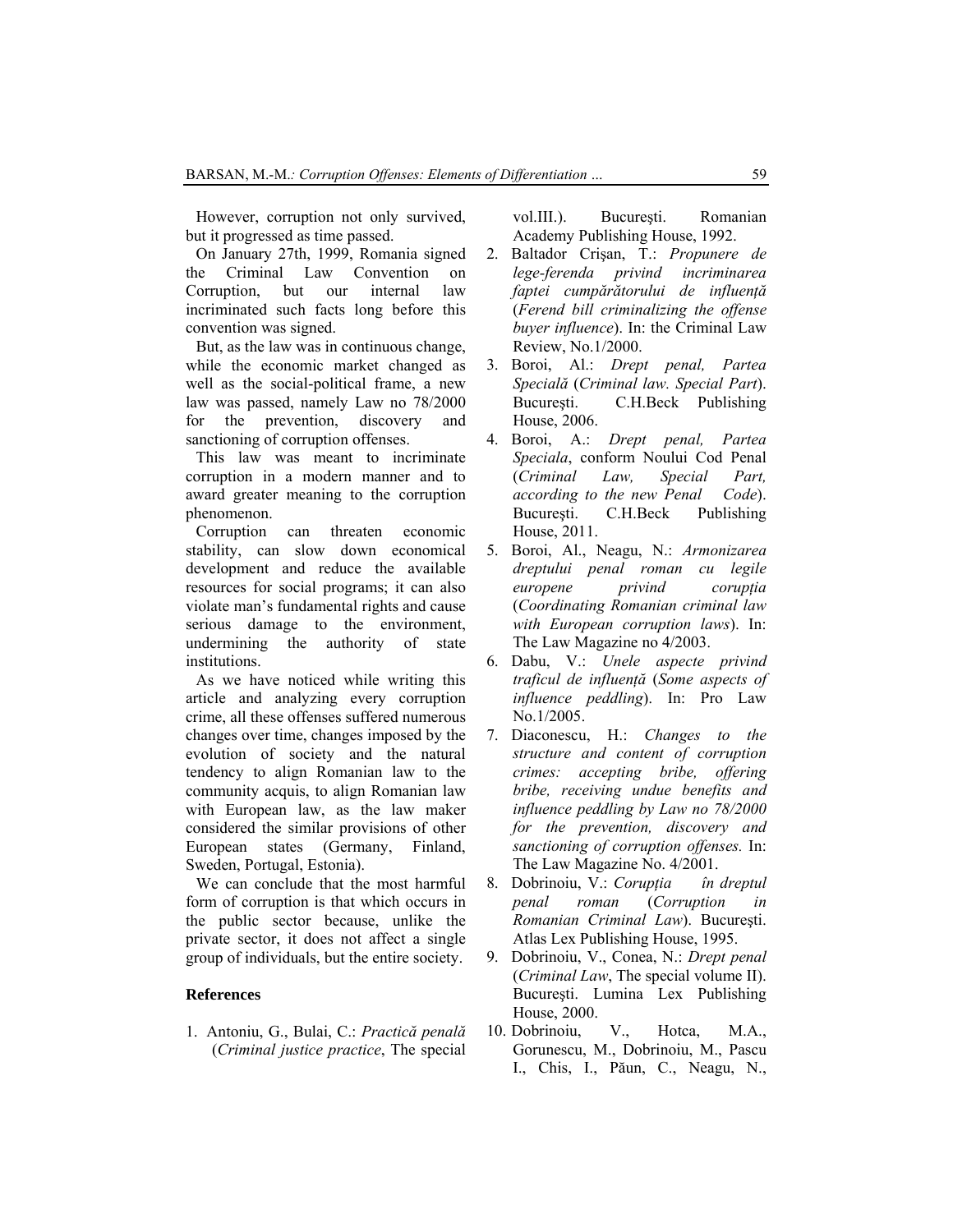However, corruption not only survived, but it progressed as time passed.

On January 27th, 1999, Romania signed the Criminal Law Convention on Corruption, but our internal law incriminated such facts long before this convention was signed.

But, as the law was in continuous change, while the economic market changed as well as the social-political frame, a new law was passed, namely Law no 78/2000 for the prevention, discovery and sanctioning of corruption offenses.

This law was meant to incriminate corruption in a modern manner and to award greater meaning to the corruption phenomenon.

Corruption can threaten economic stability, can slow down economical development and reduce the available resources for social programs; it can also violate man's fundamental rights and cause serious damage to the environment, undermining the authority of state institutions.

As we have noticed while writing this article and analyzing every corruption crime, all these offenses suffered numerous changes over time, changes imposed by the evolution of society and the natural tendency to align Romanian law to the community acquis, to align Romanian law with European law, as the law maker considered the similar provisions of other European states (Germany, Finland, Sweden, Portugal, Estonia).

We can conclude that the most harmful form of corruption is that which occurs in the public sector because, unlike the private sector, it does not affect a single group of individuals, but the entire society.

## References

1. Antoniu, G., Bulai, C.: *Practică penală* (*Criminal justice practice*, The special vol.III.). Bucureşti. Romanian Academy Publishing House, 1992.
2. Baltador Crişan, T.: *Propunere de lege-ferenda privind incriminarea faptei cumpărătorului de influenţă* (*Ferend bill criminalizing the offense buyer influence*). In: the Criminal Law Review, No.1/2000.
3. Boroi, Al.: *Drept penal, Partea Specială* (*Criminal law. Special Part*). Bucureşti. C.H.Beck Publishing House, 2006.
4. Boroi, A.: *Drept penal, Partea Speciala*, conform Noului Cod Penal (*Criminal Law, Special Part, according to the new Penal Code*). Bucureşti. C.H.Beck Publishing House, 2011.
5. Boroi, Al., Neagu, N.: *Armonizarea dreptului penal roman cu legile europene privind corupţia* (*Coordinating Romanian criminal law with European corruption laws*). In: The Law Magazine no 4/2003.
6. Dabu, V.: *Unele aspecte privind traficul de influenţă* (*Some aspects of influence peddling*). In: Pro Law No.1/2005.
7. Diaconescu, H.: *Changes to the structure and content of corruption crimes: accepting bribes, offering bribe, receiving undue benefits and influence peddling by Law no 78/2000 for the prevention, discovery and sanctioning of corruption offenses.* In: The Law Magazine No. 4/2001.
8. Dobrinoiu, V.: *Corupţia în dreptul penal roman* (*Corruption in Romanian Criminal Law*). Bucureşti. Atlas Lex Publishing House, 1995.
9. Dobrinoiu, V., Conea, N.: *Drept penal* (*Criminal Law*, The special volume II). Bucureşti. Lumina Lex Publishing House, 2000.
10. Dobrinoiu, V., Hotca, M.A., Gorunescu, M., Dobrinoiu, M., Pascu I., Chis, I., Păun, C., Neagu, N.,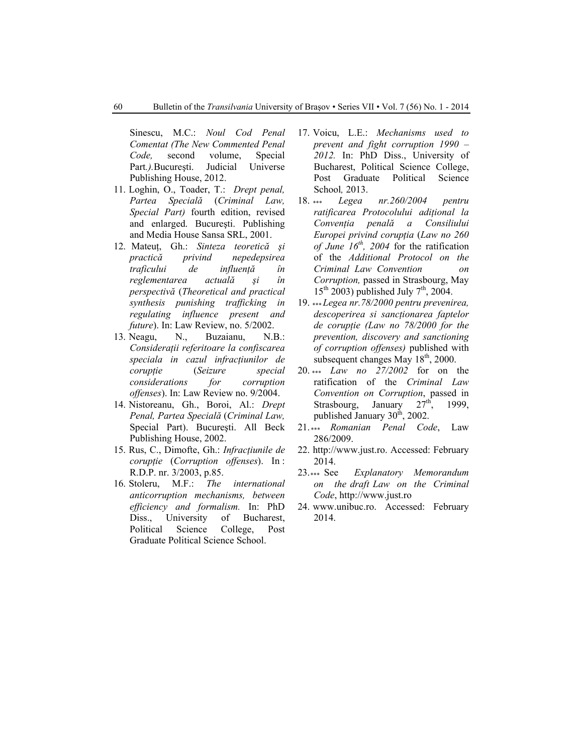Sinescu, M.C.: *Noul Cod Penal Comentat (The New Commented Penal Code,* second volume, Special Part*).*Bucureşti. Judicial Universe Publishing House, 2012.

11. Loghin, O., Toader, T.: *Drept penal, Partea Specială* (*Criminal Law, Special Part)* fourth edition, revised and enlarged. Bucureşti. Publishing and Media House Sansa SRL, 2001.
12. Mateuţ, Gh.: *Sinteza teoretică şi practică privind nepedepsirea traficului de influenţă în reglementarea actuală şi în perspectivă* (*Theoretical and practical synthesis punishing trafficking in regulating influence present and future*). In: Law Review, no. 5/2002.
13. Neagu, N., Buzaianu, N.B.: *Consideraţii referitoare la confiscarea speciala in cazul infracţiunilor de corupţie* (*Seizure special considerations for corruption offenses*). In: Law Review no. 9/2004.
14. Nistoreanu, Gh., Boroi, Al.: *Drept Penal, Partea Specială* (*Criminal Law,* Special Part). Bucureşti. All Beck Publishing House, 2002.
15. Rus, C., Dimofte, Gh.: *Infracţiunile de corupţie* (*Corruption offenses*). In : R.D.P. nr. 3/2003, p.85.
16. Stoleru, M.F.: *The international anticorruption mechanisms, between efficiency and formalism.* In: PhD Diss., University of Bucharest, Political Science College, Post Graduate Political Science School.
17. Voicu, L.E.: *Mechanisms used to prevent and fight corruption 1990 – 2012.* In: PhD Diss., University of Bucharest, Political Science College, Post Graduate Political Science School*,* 2013.
18. \*\*\* *Legea nr.260/2004 pentru ratificarea Protocolului adiţional la Convenţia penală a Consiliului Europei privind corupţia* (*Law no 260 of June 16th, 2004* for the ratification of the *Additional Protocol on the Criminal Law Convention on Corruption,* passed in Strasbourg, May 15th 2003) published July 7th, 2004.
19. \*\*\* *Legea nr.78/2000 pentru prevenirea, descoperirea si sancţionarea faptelor de corupţie (Law no 78/2000 for the prevention, discovery and sanctioning of corruption offenses)* published with subsequent changes May 18th, 2000.
20. \*\*\* *Law no 27/2002* for on the ratification of the *Criminal Law Convention on Corruption*, passed in Strasbourg, January 27th, 1999, published January 30th, 2002.
21. \*\*\* *Romanian Penal Code*, Law 286/2009.
22. http://www.just.ro. Accessed: February 2014.
23. \*\*\* See *Explanatory Memorandum on the draft Law on the Criminal Code*, http://www.just.ro
24. www.unibuc.ro. Accessed: February 2014.